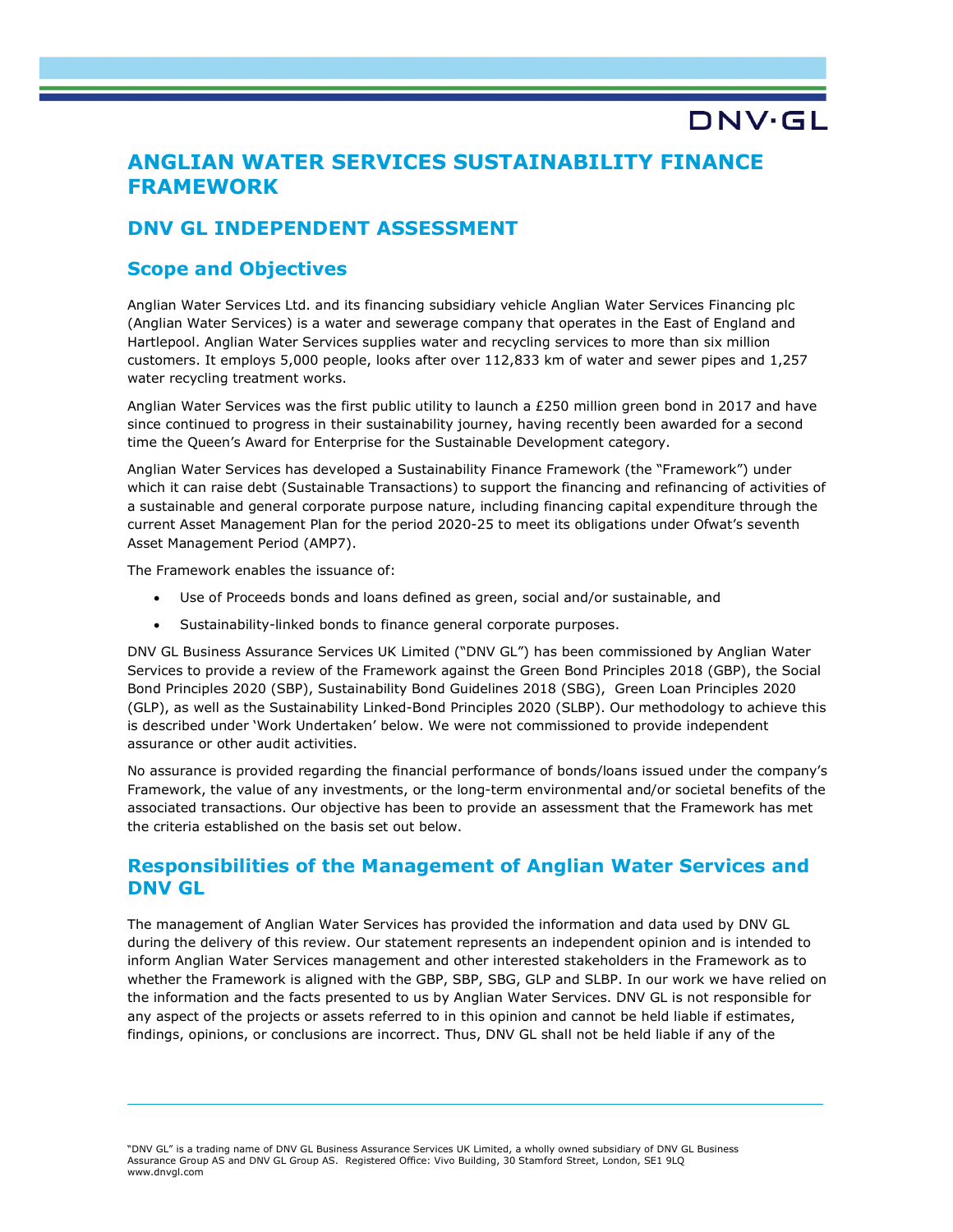# ANGLIAN WATER SERVICES SUSTAINABILITY FINANCE FRAMEWORK

## DNV GL INDEPENDENT ASSESSMENT

### Scope and Objectives

Anglian Water Services Ltd. and its financing subsidiary vehicle Anglian Water Services Financing plc (Anglian Water Services) is a water and sewerage company that operates in the East of England and Hartlepool. Anglian Water Services supplies water and recycling services to more than six million customers. It employs 5,000 people, looks after over 112,833 km of water and sewer pipes and 1,257 water recycling treatment works.

Anglian Water Services was the first public utility to launch a £250 million green bond in 2017 and have since continued to progress in their sustainability journey, having recently been awarded for a second time the Queen's Award for Enterprise for the Sustainable Development category.

Anglian Water Services has developed a Sustainability Finance Framework (the "Framework") under which it can raise debt (Sustainable Transactions) to support the financing and refinancing of activities of a sustainable and general corporate purpose nature, including financing capital expenditure through the current Asset Management Plan for the period 2020-25 to meet its obligations under Ofwat's seventh Asset Management Period (AMP7).

The Framework enables the issuance of:

- Use of Proceeds bonds and loans defined as green, social and/or sustainable, and
- Sustainability-linked bonds to finance general corporate purposes.

DNV GL Business Assurance Services UK Limited ("DNV GL") has been commissioned by Anglian Water Services to provide a review of the Framework against the Green Bond Principles 2018 (GBP), the Social Bond Principles 2020 (SBP), Sustainability Bond Guidelines 2018 (SBG), Green Loan Principles 2020 (GLP), as well as the Sustainability Linked-Bond Principles 2020 (SLBP). Our methodology to achieve this is described under 'Work Undertaken' below. We were not commissioned to provide independent assurance or other audit activities.

No assurance is provided regarding the financial performance of bonds/loans issued under the company's Framework, the value of any investments, or the long-term environmental and/or societal benefits of the associated transactions. Our objective has been to provide an assessment that the Framework has met the criteria established on the basis set out below.

### Responsibilities of the Management of Anglian Water Services and DNV GL

The management of Anglian Water Services has provided the information and data used by DNV GL during the delivery of this review. Our statement represents an independent opinion and is intended to inform Anglian Water Services management and other interested stakeholders in the Framework as to whether the Framework is aligned with the GBP, SBP, SBG, GLP and SLBP. In our work we have relied on the information and the facts presented to us by Anglian Water Services. DNV GL is not responsible for any aspect of the projects or assets referred to in this opinion and cannot be held liable if estimates, findings, opinions, or conclusions are incorrect. Thus, DNV GL shall not be held liable if any of the

"DNV GL" is a trading name of DNV GL Business Assurance Services UK Limited, a wholly owned subsidiary of DNV GL Business Assurance Group AS and DNV GL Group AS. Registered Office: Vivo Building, 30 Stamford Street, London, SE1 9LQ
www.dnvgl.com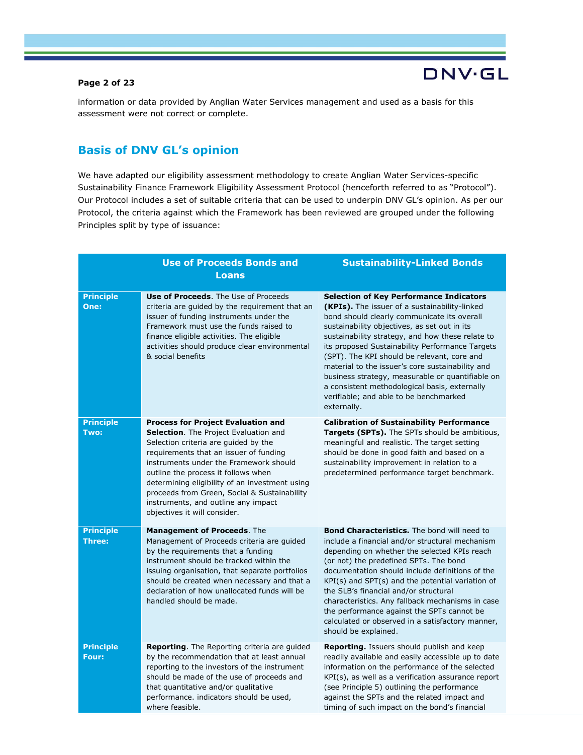information or data provided by Anglian Water Services management and used as a basis for this assessment were not correct or complete.

## Basis of DNV GL's opinion

We have adapted our eligibility assessment methodology to create Anglian Water Services-specific Sustainability Finance Framework Eligibility Assessment Protocol (henceforth referred to as "Protocol"). Our Protocol includes a set of suitable criteria that can be used to underpin DNV GL's opinion. As per our Protocol, the criteria against which the Framework has been reviewed are grouped under the following Principles split by type of issuance:

| | Use of Proceeds Bonds and Loans | Sustainability-Linked Bonds |
|---|---|---|
| **Principle One:** | **Use of Proceeds**. The Use of Proceeds criteria are guided by the requirement that an issuer of funding instruments under the Framework must use the funds raised to finance eligible activities. The eligible activities should produce clear environmental & social benefits | **Selection of Key Performance Indicators (KPIs).** The issuer of a sustainability-linked bond should clearly communicate its overall sustainability objectives, as set out in its sustainability strategy, and how these relate to its proposed Sustainability Performance Targets (SPT). The KPI should be relevant, core and material to the issuer's core sustainability and business strategy, measurable or quantifiable on a consistent methodological basis, externally verifiable; and able to be benchmarked externally. |
| **Principle Two:** | **Process for Project Evaluation and Selection**. The Project Evaluation and Selection criteria are guided by the requirements that an issuer of funding instruments under the Framework should outline the process it follows when determining eligibility of an investment using proceeds from Green, Social & Sustainability instruments, and outline any impact objectives it will consider. | **Calibration of Sustainability Performance Targets (SPTs).** The SPTs should be ambitious, meaningful and realistic. The target setting should be done in good faith and based on a sustainability improvement in relation to a predetermined performance target benchmark. |
| **Principle Three:** | **Management of Proceeds**. The Management of Proceeds criteria are guided by the requirements that a funding instrument should be tracked within the issuing organisation, that separate portfolios should be created when necessary and that a declaration of how unallocated funds will be handled should be made. | **Bond Characteristics.** The bond will need to include a financial and/or structural mechanism depending on whether the selected KPIs reach (or not) the predefined SPTs. The bond documentation should include definitions of the KPI(s) and SPT(s) and the potential variation of the SLB's financial and/or structural characteristics. Any fallback mechanisms in case the performance against the SPTs cannot be calculated or observed in a satisfactory manner, should be explained. |
| **Principle Four:** | **Reporting**. The Reporting criteria are guided by the recommendation that at least annual reporting to the investors of the instrument should be made of the use of proceeds and that quantitative and/or qualitative performance. indicators should be used, where feasible. | **Reporting.** Issuers should publish and keep readily available and easily accessible up to date information on the performance of the selected KPI(s), as well as a verification assurance report (see Principle 5) outlining the performance against the SPTs and the related impact and timing of such impact on the bond's financial |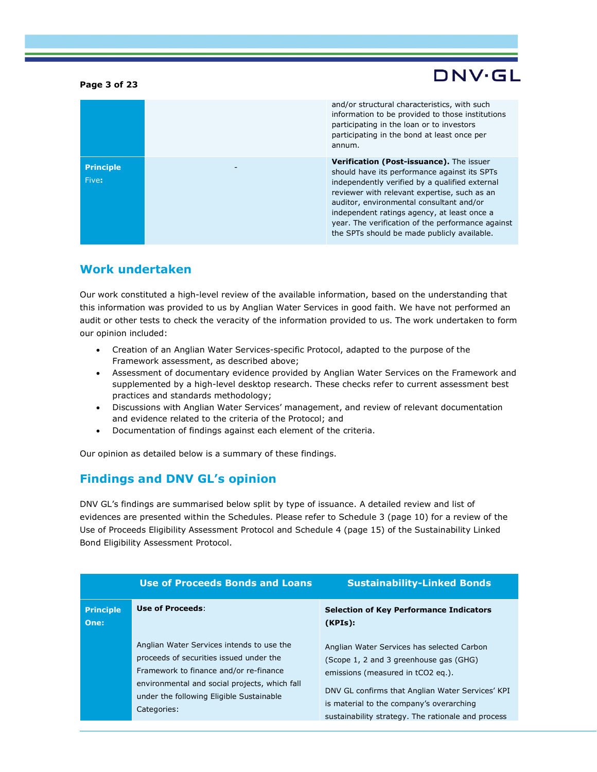| | | |
|---|---|---|
| | | and/or structural characteristics, with such information to be provided to those institutions participating in the loan or to investors participating in the bond at least once per annum. |
| **Principle Five:** | - | **Verification (Post-issuance).** The issuer should have its performance against its SPTs independently verified by a qualified external reviewer with relevant expertise, such as an auditor, environmental consultant and/or independent ratings agency, at least once a year. The verification of the performance against the SPTs should be made publicly available. |

## Work undertaken

Our work constituted a high-level review of the available information, based on the understanding that this information was provided to us by Anglian Water Services in good faith. We have not performed an audit or other tests to check the veracity of the information provided to us. The work undertaken to form our opinion included:

- Creation of an Anglian Water Services-specific Protocol, adapted to the purpose of the Framework assessment, as described above;
- Assessment of documentary evidence provided by Anglian Water Services on the Framework and supplemented by a high-level desktop research. These checks refer to current assessment best practices and standards methodology;
- Discussions with Anglian Water Services' management, and review of relevant documentation and evidence related to the criteria of the Protocol; and
- Documentation of findings against each element of the criteria.

Our opinion as detailed below is a summary of these findings.

## Findings and DNV GL's opinion

DNV GL's findings are summarised below split by type of issuance. A detailed review and list of evidences are presented within the Schedules. Please refer to Schedule 3 (page 10) for a review of the Use of Proceeds Eligibility Assessment Protocol and Schedule 4 (page 15) of the Sustainability Linked Bond Eligibility Assessment Protocol.

| | Use of Proceeds Bonds and Loans | Sustainability-Linked Bonds |
|---|---|---|
| **Principle One:** | **Use of Proceeds**:<br><br>Anglian Water Services intends to use the proceeds of securities issued under the Framework to finance and/or re-finance environmental and social projects, which fall under the following Eligible Sustainable Categories: | **Selection of Key Performance Indicators (KPIs):**<br><br>Anglian Water Services has selected Carbon (Scope 1, 2 and 3 greenhouse gas (GHG) emissions (measured in $tCO_2$ eq.).<br><br>DNV GL confirms that Anglian Water Services' KPI is material to the company's overarching sustainability strategy. The rationale and process |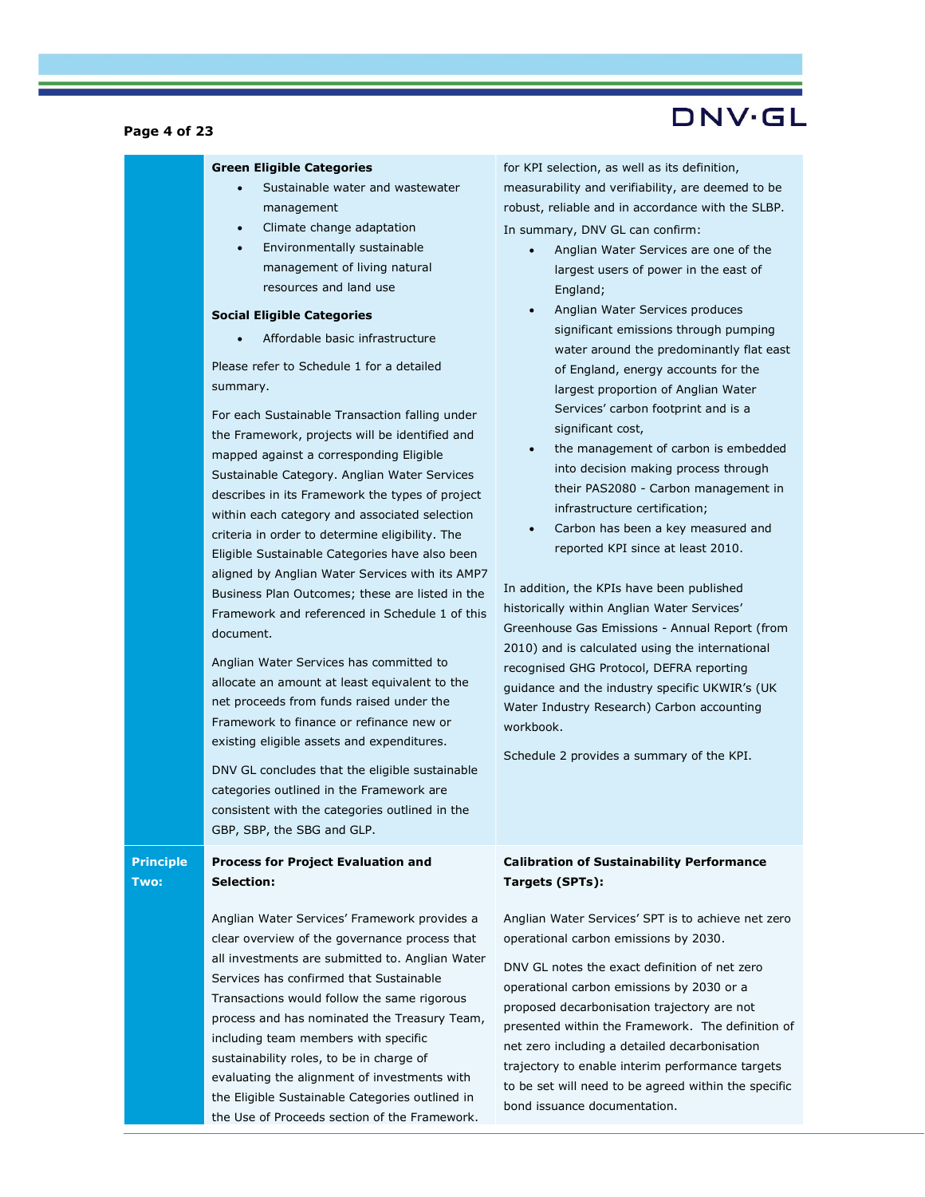**Green Eligible Categories**

- Sustainable water and wastewater management
- Climate change adaptation
- Environmentally sustainable management of living natural resources and land use

**Social Eligible Categories**

- Affordable basic infrastructure

Please refer to Schedule 1 for a detailed summary.

For each Sustainable Transaction falling under the Framework, projects will be identified and mapped against a corresponding Eligible Sustainable Category. Anglian Water Services describes in its Framework the types of project within each category and associated selection criteria in order to determine eligibility. The Eligible Sustainable Categories have also been aligned by Anglian Water Services with its AMP7 Business Plan Outcomes; these are listed in the Framework and referenced in Schedule 1 of this document.

Anglian Water Services has committed to allocate an amount at least equivalent to the net proceeds from funds raised under the Framework to finance or refinance new or existing eligible assets and expenditures.

DNV GL concludes that the eligible sustainable categories outlined in the Framework are consistent with the categories outlined in the GBP, SBP, the SBG and GLP.

for KPI selection, as well as its definition, measurability and verifiability, are deemed to be robust, reliable and in accordance with the SLBP.

In summary, DNV GL can confirm:

- Anglian Water Services are one of the largest users of power in the east of England;
- Anglian Water Services produces significant emissions through pumping water around the predominantly flat east of England, energy accounts for the largest proportion of Anglian Water Services' carbon footprint and is a significant cost,
- the management of carbon is embedded into decision making process through their PAS2080 - Carbon management in infrastructure certification;
- Carbon has been a key measured and reported KPI since at least 2010.

In addition, the KPIs have been published historically within Anglian Water Services' Greenhouse Gas Emissions - Annual Report (from 2010) and is calculated using the international recognised GHG Protocol, DEFRA reporting guidance and the industry specific UKWIR's (UK Water Industry Research) Carbon accounting workbook.

Schedule 2 provides a summary of the KPI.

## Principle Two:

**Process for Project Evaluation and Selection:**

Anglian Water Services' Framework provides a clear overview of the governance process that all investments are submitted to. Anglian Water Services has confirmed that Sustainable Transactions would follow the same rigorous process and has nominated the Treasury Team, including team members with specific sustainability roles, to be in charge of evaluating the alignment of investments with the Eligible Sustainable Categories outlined in the Use of Proceeds section of the Framework.

**Calibration of Sustainability Performance Targets (SPTs):**

Anglian Water Services' SPT is to achieve net zero operational carbon emissions by 2030.

DNV GL notes the exact definition of net zero operational carbon emissions by 2030 or a proposed decarbonisation trajectory are not presented within the Framework. The definition of net zero including a detailed decarbonisation trajectory to enable interim performance targets to be set will need to be agreed within the specific bond issuance documentation.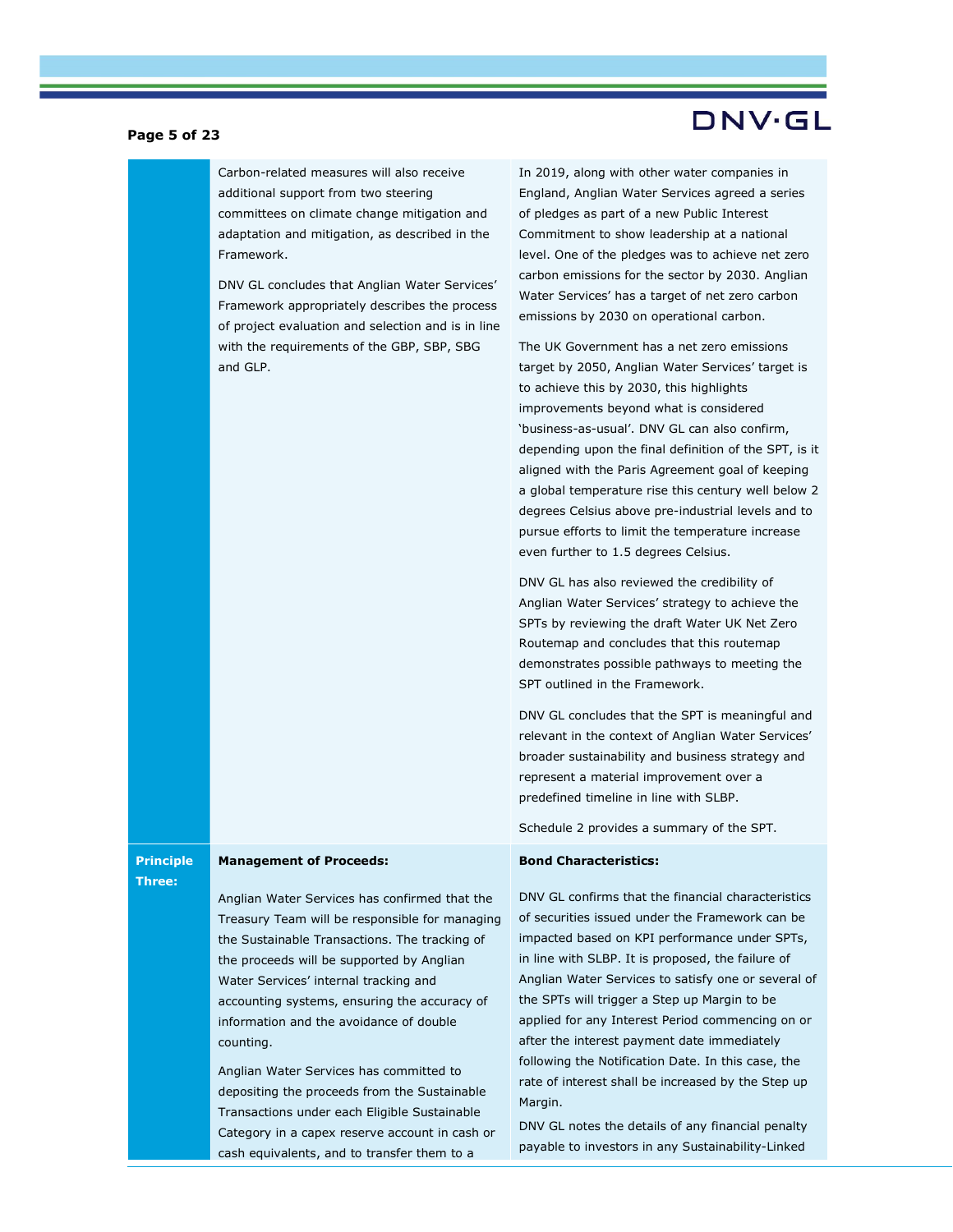| | | |
|---|---|---|
| | Carbon-related measures will also receive additional support from two steering committees on climate change mitigation and adaptation and mitigation, as described in the Framework.<br><br>DNV GL concludes that Anglian Water Services' Framework appropriately describes the process of project evaluation and selection and is in line with the requirements of the GBP, SBP, SBG and GLP. | In 2019, along with other water companies in England, Anglian Water Services agreed a series of pledges as part of a new Public Interest Commitment to show leadership at a national level. One of the pledges was to achieve net zero carbon emissions for the sector by 2030. Anglian Water Services' has a target of net zero carbon emissions by 2030 on operational carbon.<br><br>The UK Government has a net zero emissions target by 2050, Anglian Water Services' target is to achieve this by 2030, this highlights improvements beyond what is considered 'business-as-usual'. DNV GL can also confirm, depending upon the final definition of the SPT, is it aligned with the Paris Agreement goal of keeping a global temperature rise this century well below 2 degrees Celsius above pre-industrial levels and to pursue efforts to limit the temperature increase even further to 1.5 degrees Celsius.<br><br>DNV GL has also reviewed the credibility of Anglian Water Services' strategy to achieve the SPTs by reviewing the draft Water UK Net Zero Routemap and concludes that this routemap demonstrates possible pathways to meeting the SPT outlined in the Framework.<br><br>DNV GL concludes that the SPT is meaningful and relevant in the context of Anglian Water Services' broader sustainability and business strategy and represent a material improvement over a predefined timeline in line with SLBP.<br><br>Schedule 2 provides a summary of the SPT. |
| **Principle Three:** | **Management of Proceeds:**<br><br>Anglian Water Services has confirmed that the Treasury Team will be responsible for managing the Sustainable Transactions. The tracking of the proceeds will be supported by Anglian Water Services' internal tracking and accounting systems, ensuring the accuracy of information and the avoidance of double counting.<br><br>Anglian Water Services has committed to depositing the proceeds from the Sustainable Transactions under each Eligible Sustainable Category in a capex reserve account in cash or cash equivalents, and to transfer them to a | **Bond Characteristics:**<br><br>DNV GL confirms that the financial characteristics of securities issued under the Framework can be impacted based on KPI performance under SPTs, in line with SLBP. It is proposed, the failure of Anglian Water Services to satisfy one or several of the SPTs will trigger a Step up Margin to be applied for any Interest Period commencing on or after the interest payment date immediately following the Notification Date. In this case, the rate of interest shall be increased by the Step up Margin.<br><br>DNV GL notes the details of any financial penalty payable to investors in any Sustainability-Linked |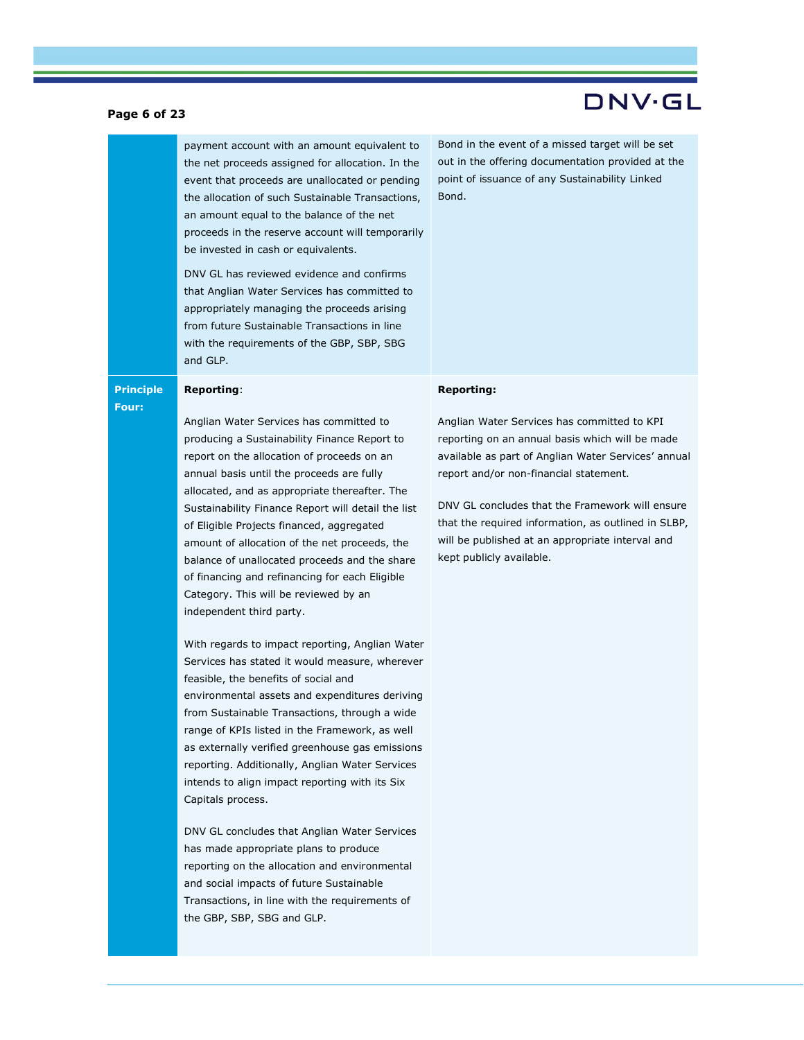| | | |
|---|---|---|
| | payment account with an amount equivalent to the net proceeds assigned for allocation. In the event that proceeds are unallocated or pending the allocation of such Sustainable Transactions, an amount equal to the balance of the net proceeds in the reserve account will temporarily be invested in cash or equivalents.<br><br>DNV GL has reviewed evidence and confirms that Anglian Water Services has committed to appropriately managing the proceeds arising from future Sustainable Transactions in line with the requirements of the GBP, SBP, SBG and GLP. | Bond in the event of a missed target will be set out in the offering documentation provided at the point of issuance of any Sustainability Linked Bond. |
| **Principle Four:** | **Reporting**:<br><br>Anglian Water Services has committed to producing a Sustainability Finance Report to report on the allocation of proceeds on an annual basis until the proceeds are fully allocated, and as appropriate thereafter. The Sustainability Finance Report will detail the list of Eligible Projects financed, aggregated amount of allocation of the net proceeds, the balance of unallocated proceeds and the share of financing and refinancing for each Eligible Category. This will be reviewed by an independent third party.<br><br>With regards to impact reporting, Anglian Water Services has stated it would measure, wherever feasible, the benefits of social and environmental assets and expenditures deriving from Sustainable Transactions, through a wide range of KPIs listed in the Framework, as well as externally verified greenhouse gas emissions reporting. Additionally, Anglian Water Services intends to align impact reporting with its Six Capitals process.<br><br>DNV GL concludes that Anglian Water Services has made appropriate plans to produce reporting on the allocation and environmental and social impacts of future Sustainable Transactions, in line with the requirements of the GBP, SBP, SBG and GLP. | **Reporting:**<br><br>Anglian Water Services has committed to KPI reporting on an annual basis which will be made available as part of Anglian Water Services' annual report and/or non-financial statement.<br><br>DNV GL concludes that the Framework will ensure that the required information, as outlined in SLBP, will be published at an appropriate interval and kept publicly available. |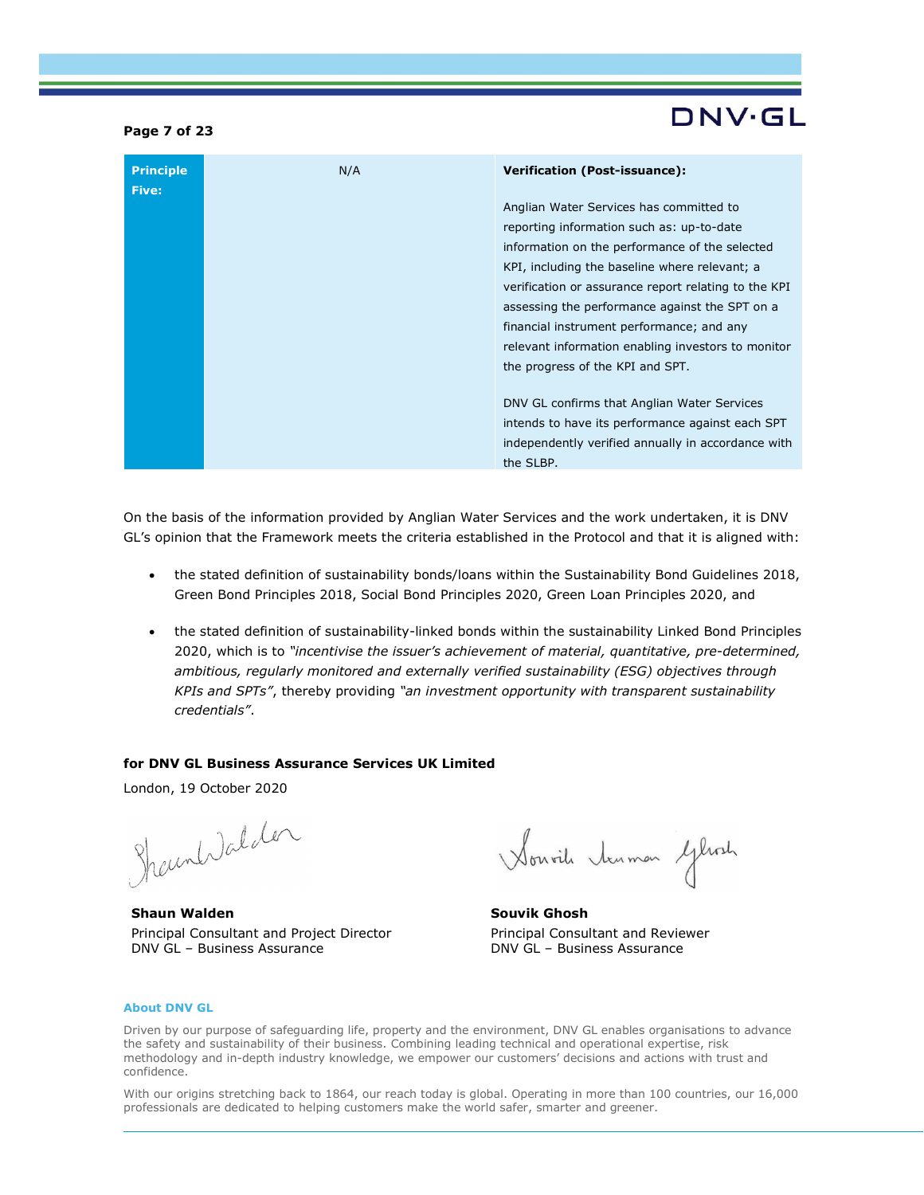| **Principle Five:** | N/A | **Verification (Post-issuance):**<br><br>Anglian Water Services has committed to reporting information such as: up-to-date information on the performance of the selected KPI, including the baseline where relevant; a verification or assurance report relating to the KPI assessing the performance against the SPT on a financial instrument performance; and any relevant information enabling investors to monitor the progress of the KPI and SPT.<br><br>DNV GL confirms that Anglian Water Services intends to have its performance against each SPT independently verified annually in accordance with the SLBP. |
|---|---|---|

On the basis of the information provided by Anglian Water Services and the work undertaken, it is DNV GL's opinion that the Framework meets the criteria established in the Protocol and that it is aligned with:

- the stated definition of sustainability bonds/loans within the Sustainability Bond Guidelines 2018, Green Bond Principles 2018, Social Bond Principles 2020, Green Loan Principles 2020, and
- the stated definition of sustainability-linked bonds within the sustainability Linked Bond Principles 2020, which is to *"incentivise the issuer's achievement of material, quantitative, pre-determined, ambitious, regularly monitored and externally verified sustainability (ESG) objectives through KPIs and SPTs"*, thereby providing *"an investment opportunity with transparent sustainability credentials"*.

**for DNV GL Business Assurance Services UK Limited**

London, 19 October 2020

**Shaun Walden**
Principal Consultant and Project Director
DNV GL – Business Assurance

**Souvik Ghosh**
Principal Consultant and Reviewer
DNV GL – Business Assurance

**About DNV GL**

Driven by our purpose of safeguarding life, property and the environment, DNV GL enables organisations to advance the safety and sustainability of their business. Combining leading technical and operational expertise, risk methodology and in-depth industry knowledge, we empower our customers' decisions and actions with trust and confidence.

With our origins stretching back to 1864, our reach today is global. Operating in more than 100 countries, our 16,000 professionals are dedicated to helping customers make the world safer, smarter and greener.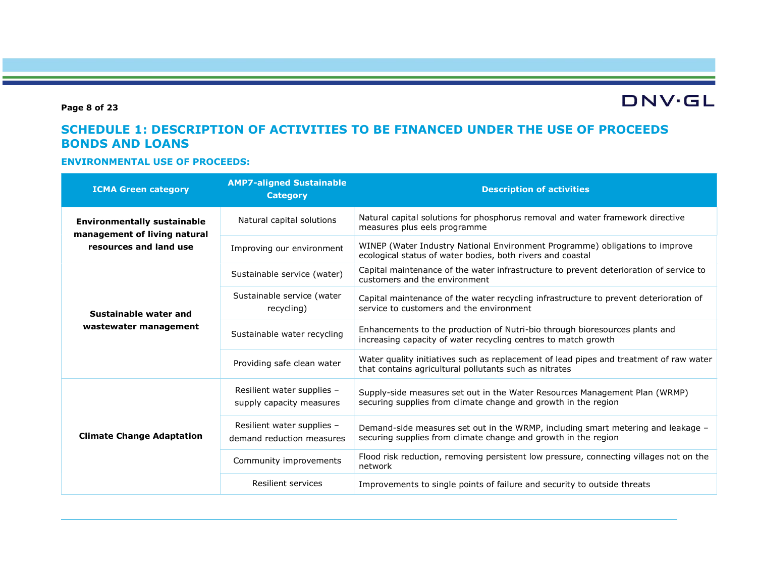## SCHEDULE 1: DESCRIPTION OF ACTIVITIES TO BE FINANCED UNDER THE USE OF PROCEEDS BONDS AND LOANS

### ENVIRONMENTAL USE OF PROCEEDS:

| ICMA Green category | AMP7-aligned Sustainable Category | Description of activities |
|---|---|---|
| **Environmentally sustainable management of living natural resources and land use** | Natural capital solutions | Natural capital solutions for phosphorus removal and water framework directive measures plus eels programme |
| | Improving our environment | WINEP (Water Industry National Environment Programme) obligations to improve ecological status of water bodies, both rivers and coastal |
| **Sustainable water and wastewater management** | Sustainable service (water) | Capital maintenance of the water infrastructure to prevent deterioration of service to customers and the environment |
| | Sustainable service (water recycling) | Capital maintenance of the water recycling infrastructure to prevent deterioration of service to customers and the environment |
| | Sustainable water recycling | Enhancements to the production of Nutri-bio through bioresources plants and increasing capacity of water recycling centres to match growth |
| | Providing safe clean water | Water quality initiatives such as replacement of lead pipes and treatment of raw water that contains agricultural pollutants such as nitrates |
| **Climate Change Adaptation** | Resilient water supplies – supply capacity measures | Supply-side measures set out in the Water Resources Management Plan (WRMP) securing supplies from climate change and growth in the region |
| | Resilient water supplies – demand reduction measures | Demand-side measures set out in the WRMP, including smart metering and leakage – securing supplies from climate change and growth in the region |
| | Community improvements | Flood risk reduction, removing persistent low pressure, connecting villages not on the network |
| | Resilient services | Improvements to single points of failure and security to outside threats |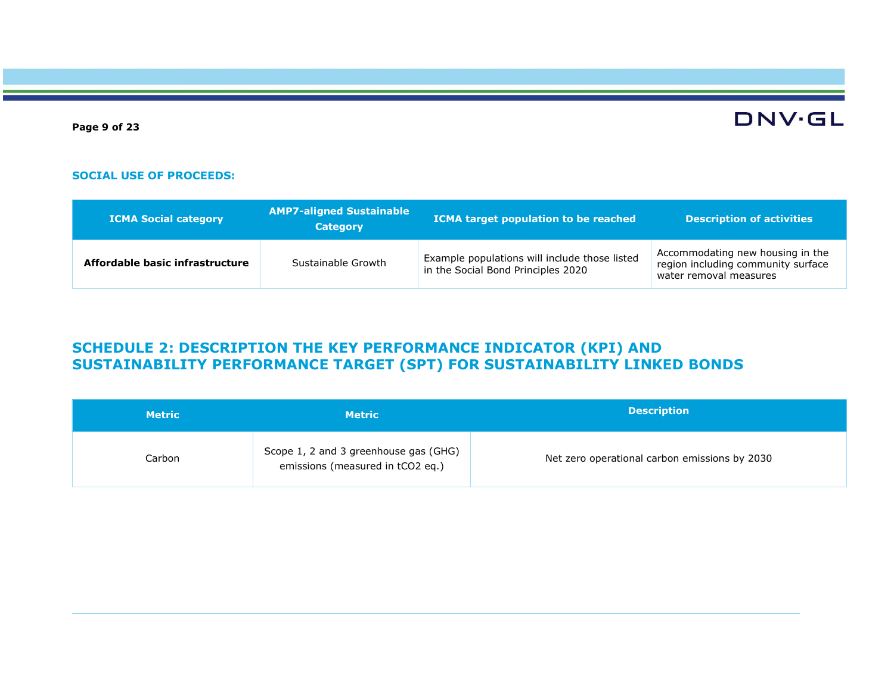**SOCIAL USE OF PROCEEDS:**

| ICMA Social category | AMP7-aligned Sustainable Category | ICMA target population to be reached | Description of activities |
|---|---|---|---|
| **Affordable basic infrastructure** | Sustainable Growth | Example populations will include those listed in the Social Bond Principles 2020 | Accommodating new housing in the region including community surface water removal measures |

## SCHEDULE 2: DESCRIPTION THE KEY PERFORMANCE INDICATOR (KPI) AND SUSTAINABILITY PERFORMANCE TARGET (SPT) FOR SUSTAINABILITY LINKED BONDS

| Metric | Metric | Description |
|---|---|---|
| Carbon | Scope 1, 2 and 3 greenhouse gas (GHG) emissions (measured in $tCO_2$ eq.) | Net zero operational carbon emissions by 2030 |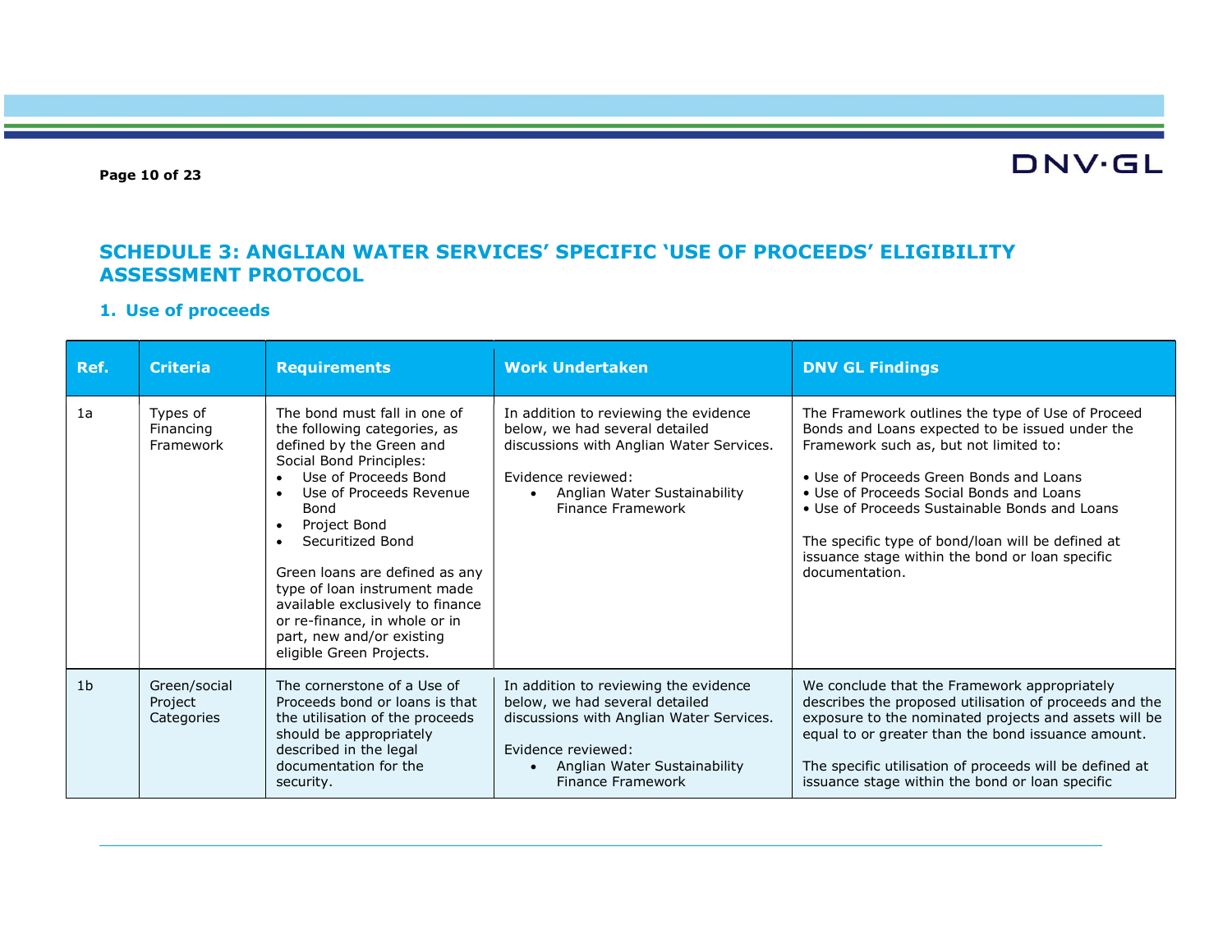## SCHEDULE 3: ANGLIAN WATER SERVICES' SPECIFIC 'USE OF PROCEEDS' ELIGIBILITY ASSESSMENT PROTOCOL

### 1. Use of proceeds

| Ref. | Criteria | Requirements | Work Undertaken | DNV GL Findings |
|---|---|---|---|---|
| 1a | Types of Financing Framework | The bond must fall in one of the following categories, as defined by the Green and Social Bond Principles:<br>• Use of Proceeds Bond<br>• Use of Proceeds Revenue Bond<br>• Project Bond<br>• Securitized Bond<br><br>Green loans are defined as any type of loan instrument made available exclusively to finance or re-finance, in whole or in part, new and/or existing eligible Green Projects. | In addition to reviewing the evidence below, we had several detailed discussions with Anglian Water Services.<br><br>Evidence reviewed:<br>• Anglian Water Sustainability Finance Framework | The Framework outlines the type of Use of Proceed Bonds and Loans expected to be issued under the Framework such as, but not limited to:<br><br>• Use of Proceeds Green Bonds and Loans<br>• Use of Proceeds Social Bonds and Loans<br>• Use of Proceeds Sustainable Bonds and Loans<br><br>The specific type of bond/loan will be defined at issuance stage within the bond or loan specific documentation. |
| 1b | Green/social Project Categories | The cornerstone of a Use of Proceeds bond or loans is that the utilisation of the proceeds should be appropriately described in the legal documentation for the security. | In addition to reviewing the evidence below, we had several detailed discussions with Anglian Water Services.<br><br>Evidence reviewed:<br>• Anglian Water Sustainability Finance Framework | We conclude that the Framework appropriately describes the proposed utilisation of proceeds and the exposure to the nominated projects and assets will be equal to or greater than the bond issuance amount.<br><br>The specific utilisation of proceeds will be defined at issuance stage within the bond or loan specific |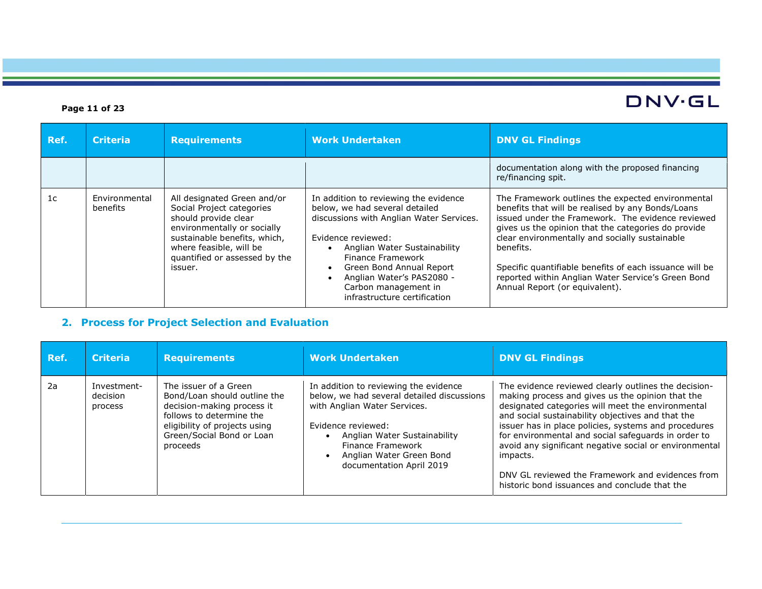| Ref. | Criteria | Requirements | Work Undertaken | DNV GL Findings |
|---|---|---|---|---|
| | | | | documentation along with the proposed financing re/financing spit. |
| 1c | Environmental benefits | All designated Green and/or Social Project categories should provide clear environmentally or socially sustainable benefits, which, where feasible, will be quantified or assessed by the issuer. | In addition to reviewing the evidence below, we had several detailed discussions with Anglian Water Services.<br><br>Evidence reviewed:<br>• Anglian Water Sustainability Finance Framework<br>• Green Bond Annual Report<br>• Anglian Water's PAS2080 - Carbon management in infrastructure certification | The Framework outlines the expected environmental benefits that will be realised by any Bonds/Loans issued under the Framework. The evidence reviewed gives us the opinion that the categories do provide clear environmentally and socially sustainable benefits.<br><br>Specific quantifiable benefits of each issuance will be reported within Anglian Water Service's Green Bond Annual Report (or equivalent). |

## 2. Process for Project Selection and Evaluation

| Ref. | Criteria | Requirements | Work Undertaken | DNV GL Findings |
|---|---|---|---|---|
| 2a | Investment-decision process | The issuer of a Green Bond/Loan should outline the decision-making process it follows to determine the eligibility of projects using Green/Social Bond or Loan proceeds | In addition to reviewing the evidence below, we had several detailed discussions with Anglian Water Services.<br><br>Evidence reviewed:<br>• Anglian Water Sustainability Finance Framework<br>• Anglian Water Green Bond documentation April 2019 | The evidence reviewed clearly outlines the decision-making process and gives us the opinion that the designated categories will meet the environmental and social sustainability objectives and that the issuer has in place policies, systems and procedures for environmental and social safeguards in order to avoid any significant negative social or environmental impacts.<br><br>DNV GL reviewed the Framework and evidences from historic bond issuances and conclude that the |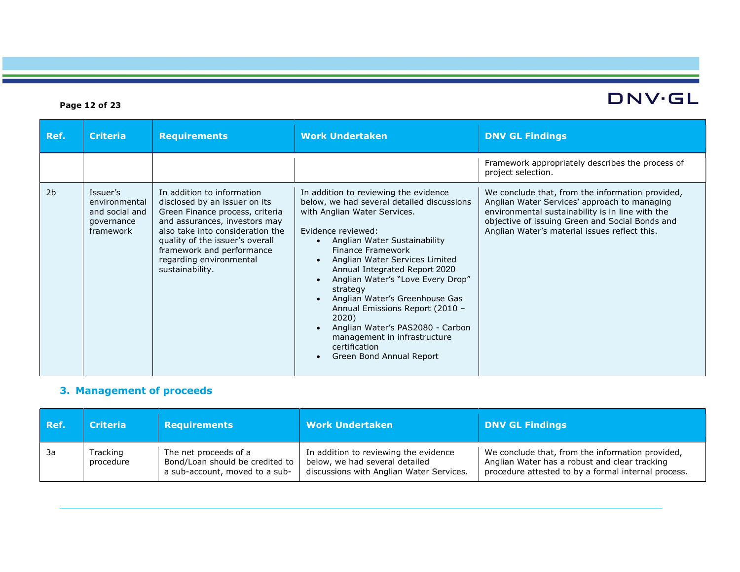| Ref. | Criteria | Requirements | Work Undertaken | DNV GL Findings |
|---|---|---|---|---|
| | | | | Framework appropriately describes the process of project selection. |
| 2b | Issuer's environmental and social and governance framework | In addition to information disclosed by an issuer on its Green Finance process, criteria and assurances, investors may also take into consideration the quality of the issuer's overall framework and performance regarding environmental sustainability. | In addition to reviewing the evidence below, we had several detailed discussions with Anglian Water Services.<br><br>Evidence reviewed:<br>• Anglian Water Sustainability Finance Framework<br>• Anglian Water Services Limited Annual Integrated Report 2020<br>• Anglian Water's "Love Every Drop" strategy<br>• Anglian Water's Greenhouse Gas Annual Emissions Report (2010 – 2020)<br>• Anglian Water's PAS2080 - Carbon management in infrastructure certification<br>• Green Bond Annual Report | We conclude that, from the information provided, Anglian Water Services' approach to managing environmental sustainability is in line with the objective of issuing Green and Social Bonds and Anglian Water's material issues reflect this. |

## 3. Management of proceeds

| Ref. | Criteria | Requirements | Work Undertaken | DNV GL Findings |
|---|---|---|---|---|
| 3a | Tracking procedure | The net proceeds of a Bond/Loan should be credited to a sub-account, moved to a sub- | In addition to reviewing the evidence below, we had several detailed discussions with Anglian Water Services. | We conclude that, from the information provided, Anglian Water has a robust and clear tracking procedure attested to by a formal internal process. |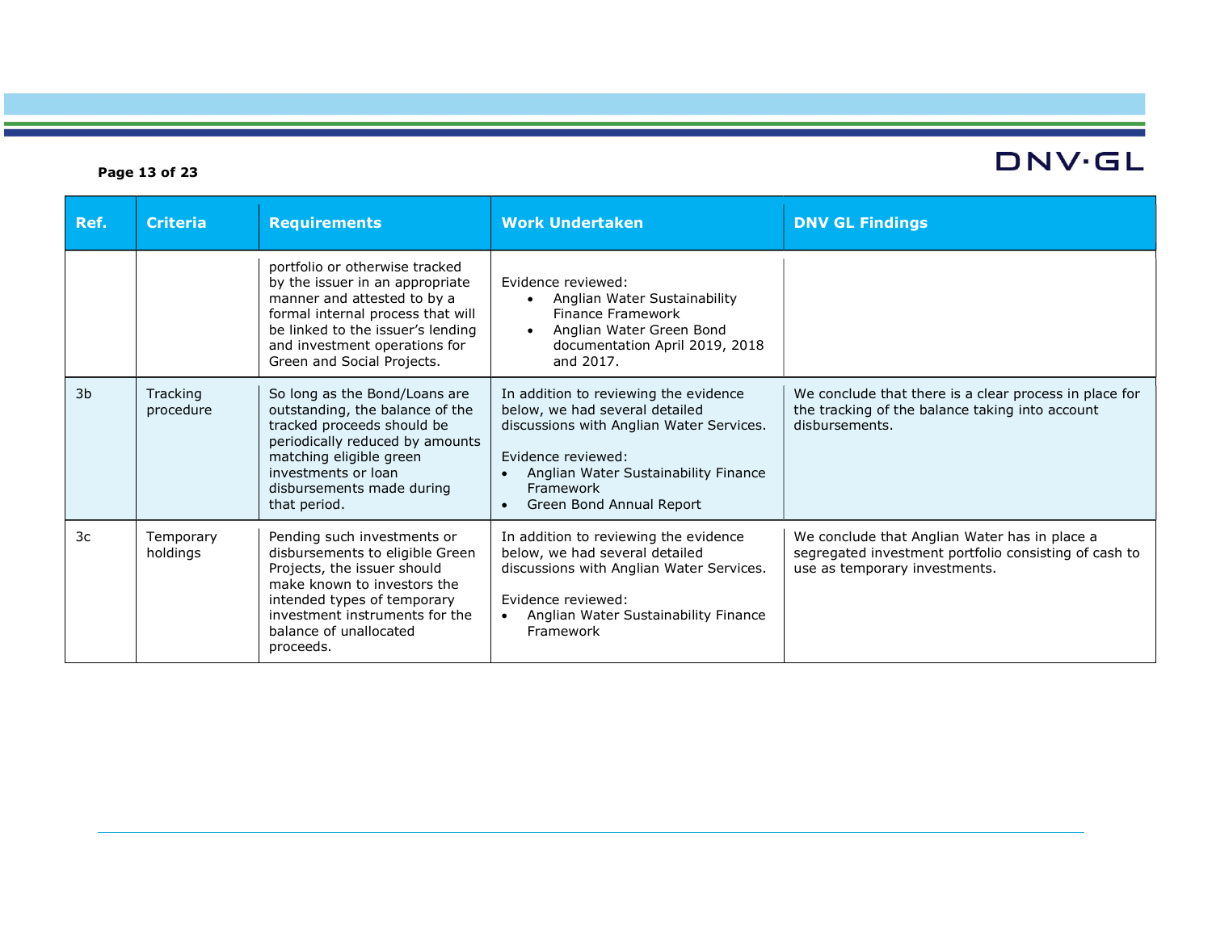| Ref. | Criteria | Requirements | Work Undertaken | DNV GL Findings |
|---|---|---|---|---|
| | | portfolio or otherwise tracked by the issuer in an appropriate manner and attested to by a formal internal process that will be linked to the issuer's lending and investment operations for Green and Social Projects. | Evidence reviewed:<br>• Anglian Water Sustainability Finance Framework<br>• Anglian Water Green Bond documentation April 2019, 2018 and 2017. | |
| 3b | Tracking procedure | So long as the Bond/Loans are outstanding, the balance of the tracked proceeds should be periodically reduced by amounts matching eligible green investments or loan disbursements made during that period. | In addition to reviewing the evidence below, we had several detailed discussions with Anglian Water Services.<br><br>Evidence reviewed:<br>• Anglian Water Sustainability Finance Framework<br>• Green Bond Annual Report | We conclude that there is a clear process in place for the tracking of the balance taking into account disbursements. |
| 3c | Temporary holdings | Pending such investments or disbursements to eligible Green Projects, the issuer should make known to investors the intended types of temporary investment instruments for the balance of unallocated proceeds. | In addition to reviewing the evidence below, we had several detailed discussions with Anglian Water Services.<br><br>Evidence reviewed:<br>• Anglian Water Sustainability Finance Framework | We conclude that Anglian Water has in place a segregated investment portfolio consisting of cash to use as temporary investments. |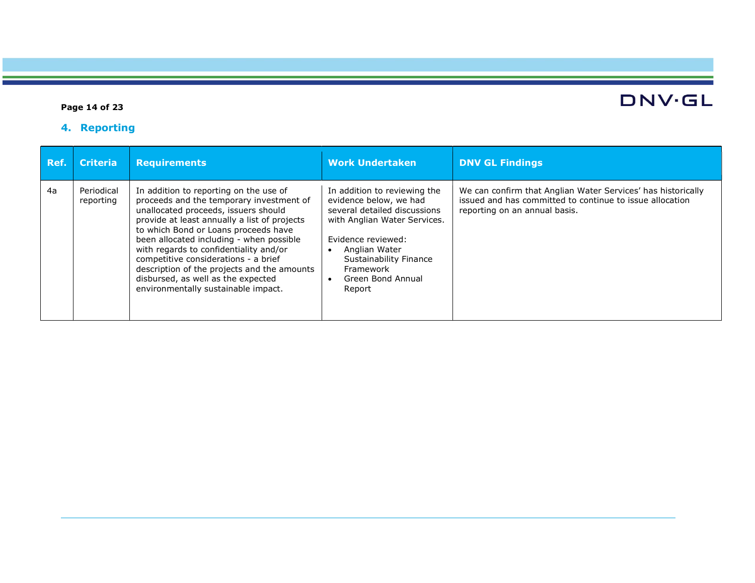## 4. Reporting

| Ref. | Criteria | Requirements | Work Undertaken | DNV GL Findings |
| --- | --- | --- | --- | --- |
| 4a | Periodical reporting | In addition to reporting on the use of proceeds and the temporary investment of unallocated proceeds, issuers should provide at least annually a list of projects to which Bond or Loans proceeds have been allocated including - when possible with regards to confidentiality and/or competitive considerations - a brief description of the projects and the amounts disbursed, as well as the expected environmentally sustainable impact. | In addition to reviewing the evidence below, we had several detailed discussions with Anglian Water Services.<br><br>Evidence reviewed:<br>• Anglian Water Sustainability Finance Framework<br>• Green Bond Annual Report | We can confirm that Anglian Water Services' has historically issued and has committed to continue to issue allocation reporting on an annual basis. |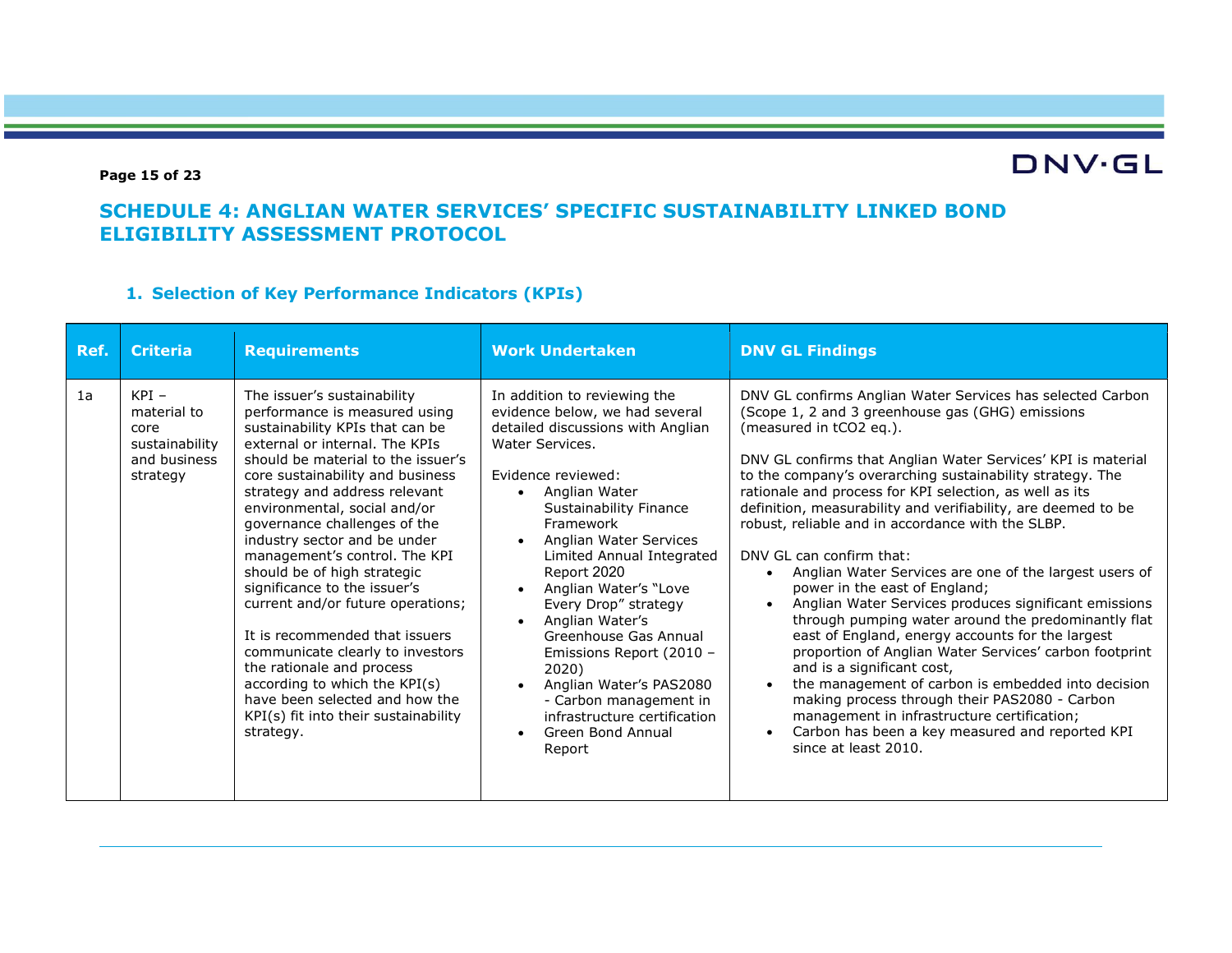## SCHEDULE 4: ANGLIAN WATER SERVICES' SPECIFIC SUSTAINABILITY LINKED BOND ELIGIBILITY ASSESSMENT PROTOCOL

### 1. Selection of Key Performance Indicators (KPIs)

| Ref. | Criteria | Requirements | Work Undertaken | DNV GL Findings |
|---|---|---|---|---|
| 1a | KPI – material to core sustainability and business strategy | The issuer's sustainability performance is measured using sustainability KPIs that can be external or internal. The KPIs should be material to the issuer's core sustainability and business strategy and address relevant environmental, social and/or governance challenges of the industry sector and be under management's control. The KPI should be of high strategic significance to the issuer's current and/or future operations;<br><br>It is recommended that issuers communicate clearly to investors the rationale and process according to which the KPI(s) have been selected and how the KPI(s) fit into their sustainability strategy. | In addition to reviewing the evidence below, we had several detailed discussions with Anglian Water Services.<br><br>Evidence reviewed:<br>• Anglian Water Sustainability Finance Framework<br>• Anglian Water Services Limited Annual Integrated Report 2020<br>• Anglian Water's "Love Every Drop" strategy<br>• Anglian Water's Greenhouse Gas Annual Emissions Report (2010 – 2020)<br>• Anglian Water's PAS2080 - Carbon management in infrastructure certification<br>• Green Bond Annual Report | DNV GL confirms Anglian Water Services has selected Carbon (Scope 1, 2 and 3 greenhouse gas (GHG) emissions (measured in $tCO_2$ eq.).<br><br>DNV GL confirms that Anglian Water Services' KPI is material to the company's overarching sustainability strategy. The rationale and process for KPI selection, as well as its definition, measurability and verifiability, are deemed to be robust, reliable and in accordance with the SLBP.<br><br>DNV GL can confirm that:<br>• Anglian Water Services are one of the largest users of power in the east of England;<br>• Anglian Water Services produces significant emissions through pumping water around the predominantly flat east of England, energy accounts for the largest proportion of Anglian Water Services' carbon footprint and is a significant cost,<br>• the management of carbon is embedded into decision making process through their PAS2080 - Carbon management in infrastructure certification;<br>• Carbon has been a key measured and reported KPI since at least 2010. |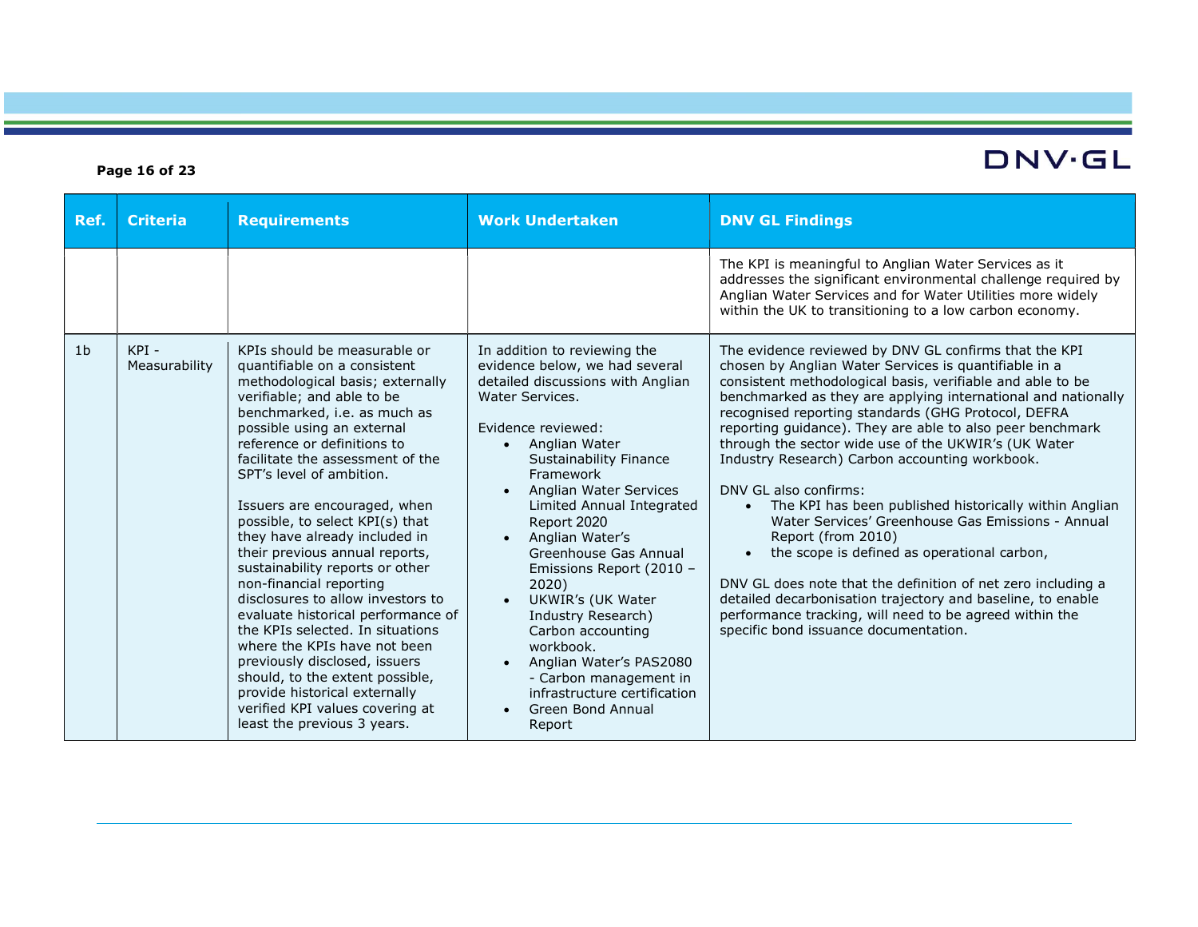| Ref. | Criteria | Requirements | Work Undertaken | DNV GL Findings |
|---|---|---|---|---|
| | | | | The KPI is meaningful to Anglian Water Services as it addresses the significant environmental challenge required by Anglian Water Services and for Water Utilities more widely within the UK to transitioning to a low carbon economy. |
| 1b | KPI - Measurability | KPIs should be measurable or quantifiable on a consistent methodological basis; externally verifiable; and able to be benchmarked, i.e. as much as possible using an external reference or definitions to facilitate the assessment of the SPT's level of ambition.<br><br>Issuers are encouraged, when possible, to select KPI(s) that they have already included in their previous annual reports, sustainability reports or other non-financial reporting disclosures to allow investors to evaluate historical performance of the KPIs selected. In situations where the KPIs have not been previously disclosed, issuers should, to the extent possible, provide historical externally verified KPI values covering at least the previous 3 years. | In addition to reviewing the evidence below, we had several detailed discussions with Anglian Water Services.<br><br>Evidence reviewed:<br>• Anglian Water Sustainability Finance Framework<br>• Anglian Water Services Limited Annual Integrated Report 2020<br>• Anglian Water's Greenhouse Gas Annual Emissions Report (2010 – 2020)<br>• UKWIR's (UK Water Industry Research) Carbon accounting workbook.<br>• Anglian Water's PAS2080 - Carbon management in infrastructure certification<br>• Green Bond Annual Report | The evidence reviewed by DNV GL confirms that the KPI chosen by Anglian Water Services is quantifiable in a consistent methodological basis, verifiable and able to be benchmarked as they are applying international and nationally recognised reporting standards (GHG Protocol, DEFRA reporting guidance). They are able to also peer benchmark through the sector wide use of the UKWIR's (UK Water Industry Research) Carbon accounting workbook.<br><br>DNV GL also confirms:<br>• The KPI has been published historically within Anglian Water Services' Greenhouse Gas Emissions - Annual Report (from 2010)<br>• the scope is defined as operational carbon,<br><br>DNV GL does note that the definition of net zero including a detailed decarbonisation trajectory and baseline, to enable performance tracking, will need to be agreed within the specific bond issuance documentation. |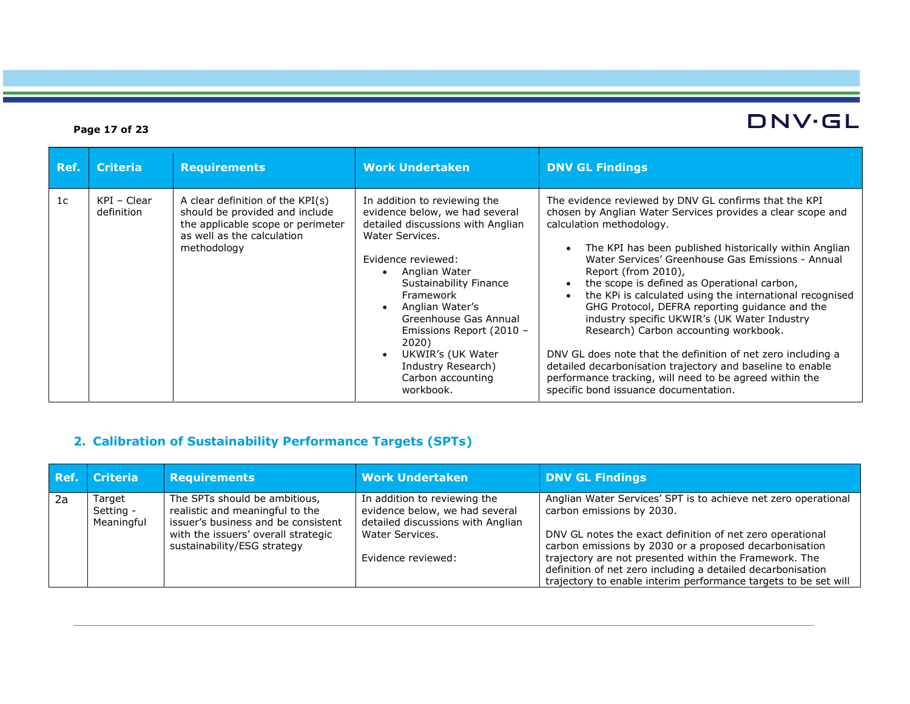| Ref. | Criteria | Requirements | Work Undertaken | DNV GL Findings |
| --- | --- | --- | --- | --- |
| 1c | KPI – Clear definition | A clear definition of the KPI(s) should be provided and include the applicable scope or perimeter as well as the calculation methodology | In addition to reviewing the evidence below, we had several detailed discussions with Anglian Water Services.<br><br>Evidence reviewed:<br>• Anglian Water Sustainability Finance Framework<br>• Anglian Water's Greenhouse Gas Annual Emissions Report (2010 – 2020)<br>• UKWIR's (UK Water Industry Research) Carbon accounting workbook. | The evidence reviewed by DNV GL confirms that the KPI chosen by Anglian Water Services provides a clear scope and calculation methodology.<br><br>• The KPI has been published historically within Anglian Water Services' Greenhouse Gas Emissions - Annual Report (from 2010),<br>• the scope is defined as Operational carbon,<br>• the KPi is calculated using the international recognised GHG Protocol, DEFRA reporting guidance and the industry specific UKWIR's (UK Water Industry Research) Carbon accounting workbook.<br><br>DNV GL does note that the definition of net zero including a detailed decarbonisation trajectory and baseline to enable performance tracking, will need to be agreed within the specific bond issuance documentation. |

## 2. Calibration of Sustainability Performance Targets (SPTs)

| Ref. | Criteria | Requirements | Work Undertaken | DNV GL Findings |
| --- | --- | --- | --- | --- |
| 2a | Target Setting - Meaningful | The SPTs should be ambitious, realistic and meaningful to the issuer's business and be consistent with the issuers' overall strategic sustainability/ESG strategy | In addition to reviewing the evidence below, we had several detailed discussions with Anglian Water Services.<br><br>Evidence reviewed: | Anglian Water Services' SPT is to achieve net zero operational carbon emissions by 2030.<br><br>DNV GL notes the exact definition of net zero operational carbon emissions by 2030 or a proposed decarbonisation trajectory are not presented within the Framework. The definition of net zero including a detailed decarbonisation trajectory to enable interim performance targets to be set will |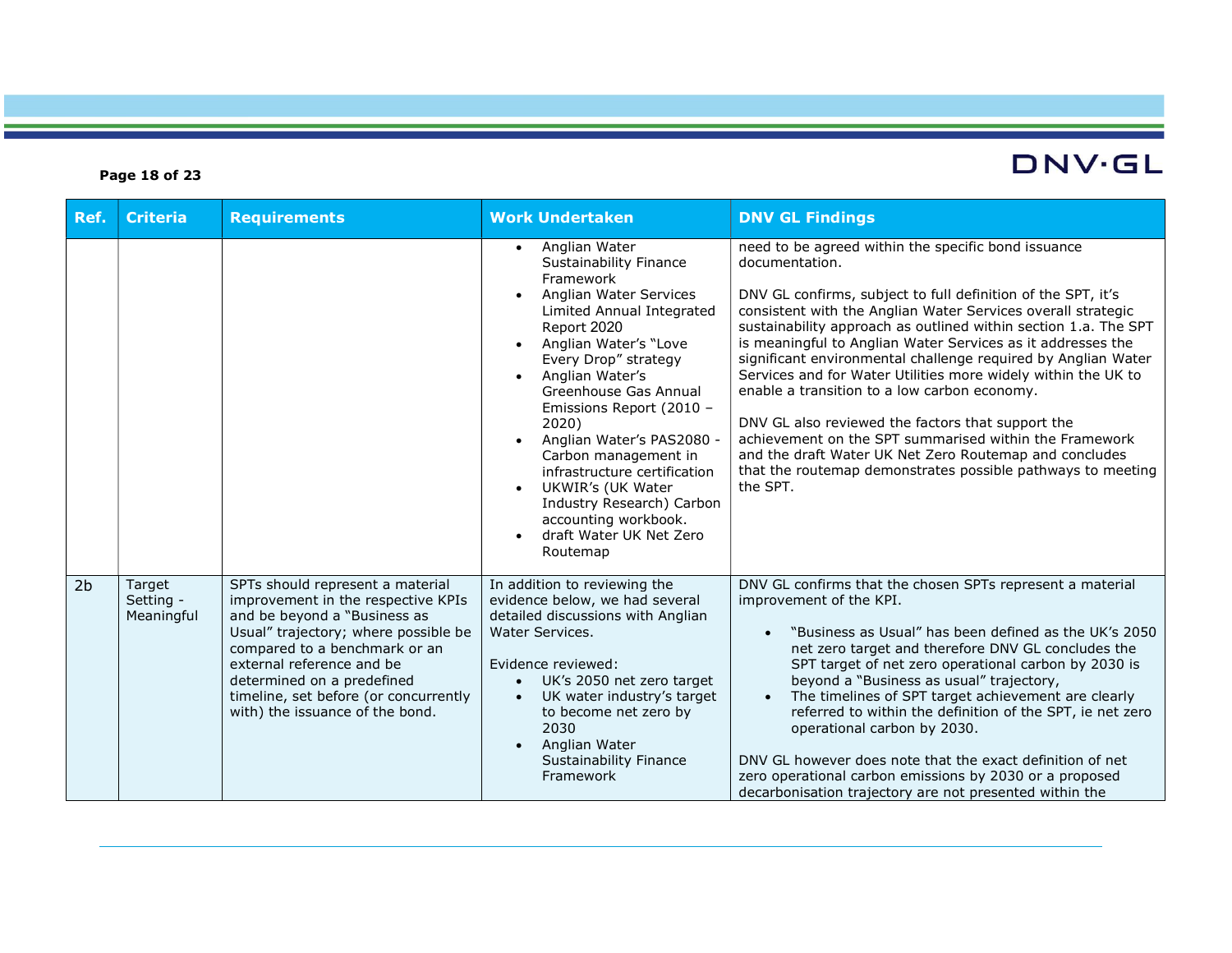| Ref. | Criteria | Requirements | Work Undertaken | DNV GL Findings |
|---|---|---|---|---|
| | | | • Anglian Water Sustainability Finance Framework<br>• Anglian Water Services Limited Annual Integrated Report 2020<br>• Anglian Water's "Love Every Drop" strategy<br>• Anglian Water's Greenhouse Gas Annual Emissions Report (2010 – 2020)<br>• Anglian Water's PAS2080 - Carbon management in infrastructure certification<br>• UKWIR's (UK Water Industry Research) Carbon accounting workbook.<br>• draft Water UK Net Zero Routemap | need to be agreed within the specific bond issuance documentation.<br><br>DNV GL confirms, subject to full definition of the SPT, it's consistent with the Anglian Water Services overall strategic sustainability approach as outlined within section 1.a. The SPT is meaningful to Anglian Water Services as it addresses the significant environmental challenge required by Anglian Water Services and for Water Utilities more widely within the UK to enable a transition to a low carbon economy.<br><br>DNV GL also reviewed the factors that support the achievement on the SPT summarised within the Framework and the draft Water UK Net Zero Routemap and concludes that the routemap demonstrates possible pathways to meeting the SPT. |
| 2b | Target Setting - Meaningful | SPTs should represent a material improvement in the respective KPIs and be beyond a "Business as Usual" trajectory; where possible be compared to a benchmark or an external reference and be determined on a predefined timeline, set before (or concurrently with) the issuance of the bond. | In addition to reviewing the evidence below, we had several detailed discussions with Anglian Water Services.<br><br>Evidence reviewed:<br>• UK's 2050 net zero target<br>• UK water industry's target to become net zero by 2030<br>• Anglian Water Sustainability Finance Framework | DNV GL confirms that the chosen SPTs represent a material improvement of the KPI.<br><br>• "Business as Usual" has been defined as the UK's 2050 net zero target and therefore DNV GL concludes the SPT target of net zero operational carbon by 2030 is beyond a "Business as usual" trajectory,<br>• The timelines of SPT target achievement are clearly referred to within the definition of the SPT, ie net zero operational carbon by 2030.<br><br>DNV GL however does note that the exact definition of net zero operational carbon emissions by 2030 or a proposed decarbonisation trajectory are not presented within the |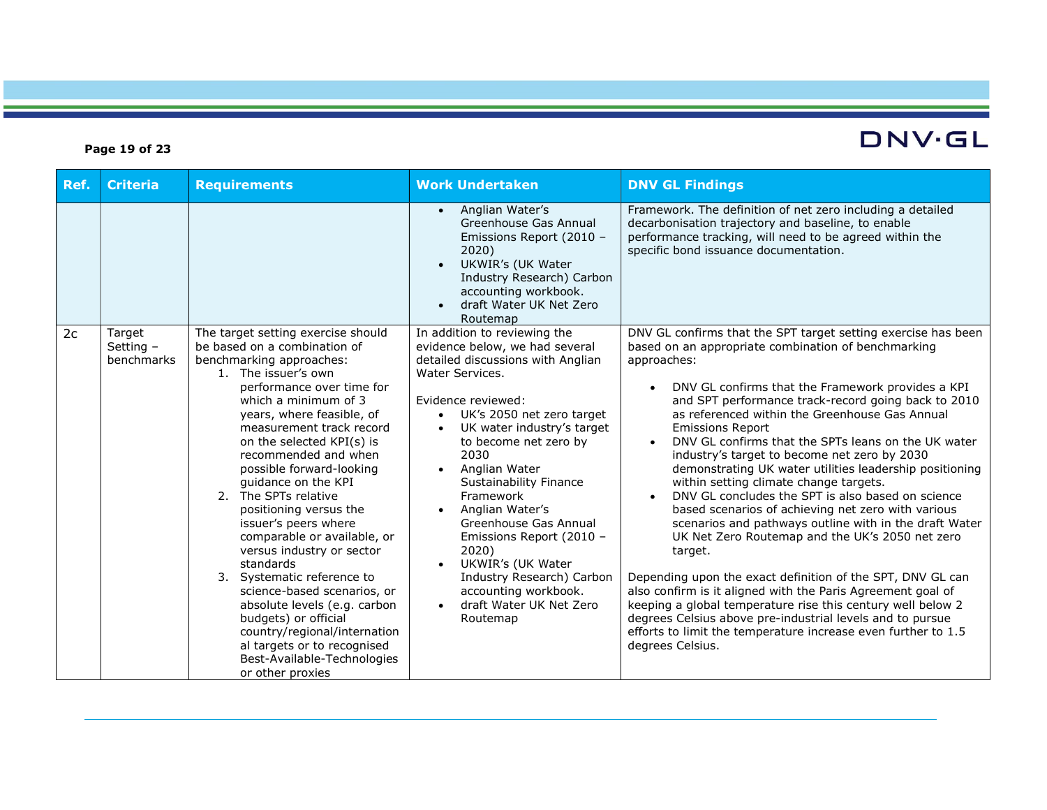| Ref. | Criteria | Requirements | Work Undertaken | DNV GL Findings |
|---|---|---|---|---|
| | | | • Anglian Water's Greenhouse Gas Annual Emissions Report (2010 – 2020)<br>• UKWIR's (UK Water Industry Research) Carbon accounting workbook.<br>• draft Water UK Net Zero Routemap | Framework. The definition of net zero including a detailed decarbonisation trajectory and baseline, to enable performance tracking, will need to be agreed within the specific bond issuance documentation. |
| 2c | Target Setting – benchmarks | The target setting exercise should be based on a combination of benchmarking approaches:<br>1. The issuer's own performance over time for which a minimum of 3 years, where feasible, of measurement track record on the selected KPI(s) is recommended and when possible forward-looking guidance on the KPI<br>2. The SPTs relative positioning versus the issuer's peers where comparable or available, or versus industry or sector standards<br>3. Systematic reference to science-based scenarios, or absolute levels (e.g. carbon budgets) or official country/regional/international targets or to recognised Best-Available-Technologies or other proxies | In addition to reviewing the evidence below, we had several detailed discussions with Anglian Water Services.<br><br>Evidence reviewed:<br>• UK's 2050 net zero target<br>• UK water industry's target to become net zero by 2030<br>• Anglian Water Sustainability Finance Framework<br>• Anglian Water's Greenhouse Gas Annual Emissions Report (2010 – 2020)<br>• UKWIR's (UK Water Industry Research) Carbon accounting workbook.<br>• draft Water UK Net Zero Routemap | DNV GL confirms that the SPT target setting exercise has been based on an appropriate combination of benchmarking approaches:<br><br>• DNV GL confirms that the Framework provides a KPI and SPT performance track-record going back to 2010 as referenced within the Greenhouse Gas Annual Emissions Report<br>• DNV GL confirms that the SPTs leans on the UK water industry's target to become net zero by 2030 demonstrating UK water utilities leadership positioning within setting climate change targets.<br>• DNV GL concludes the SPT is also based on science based scenarios of achieving net zero with various scenarios and pathways outline with in the draft Water UK Net Zero Routemap and the UK's 2050 net zero target.<br><br>Depending upon the exact definition of the SPT, DNV GL can also confirm is it aligned with the Paris Agreement goal of keeping a global temperature rise this century well below 2 degrees Celsius above pre-industrial levels and to pursue efforts to limit the temperature increase even further to 1.5 degrees Celsius. |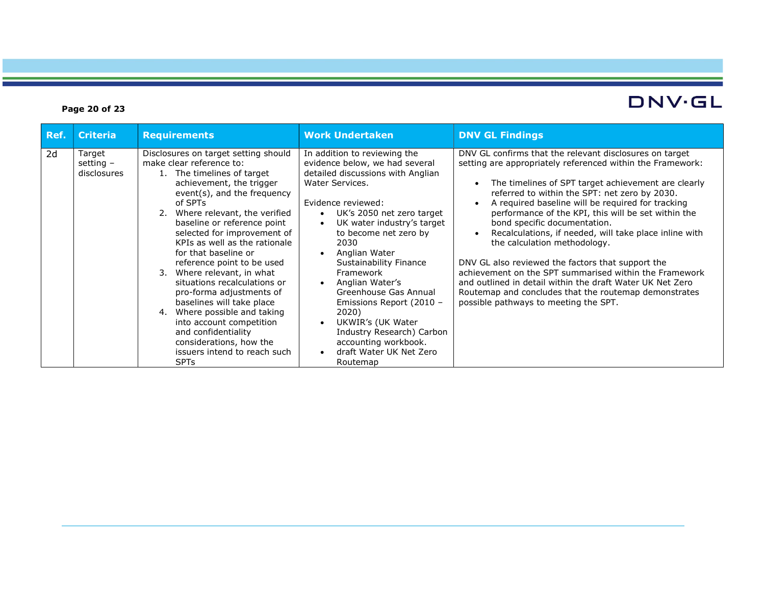| Ref. | Criteria | Requirements | Work Undertaken | DNV GL Findings |
|---|---|---|---|---|
| 2d | Target setting – disclosures | Disclosures on target setting should make clear reference to:<br>1. The timelines of target achievement, the trigger event(s), and the frequency of SPTs<br>2. Where relevant, the verified baseline or reference point selected for improvement of KPIs as well as the rationale for that baseline or reference point to be used<br>3. Where relevant, in what situations recalculations or pro-forma adjustments of baselines will take place<br>4. Where possible and taking into account competition and confidentiality considerations, how the issuers intend to reach such SPTs | In addition to reviewing the evidence below, we had several detailed discussions with Anglian Water Services.<br><br>Evidence reviewed:<br>• UK's 2050 net zero target<br>• UK water industry's target to become net zero by 2030<br>• Anglian Water Sustainability Finance Framework<br>• Anglian Water's Greenhouse Gas Annual Emissions Report (2010 – 2020)<br>• UKWIR's (UK Water Industry Research) Carbon accounting workbook.<br>• draft Water UK Net Zero Routemap | DNV GL confirms that the relevant disclosures on target setting are appropriately referenced within the Framework:<br><br>• The timelines of SPT target achievement are clearly referred to within the SPT: net zero by 2030.<br>• A required baseline will be required for tracking performance of the KPI, this will be set within the bond specific documentation.<br>• Recalculations, if needed, will take place inline with the calculation methodology.<br><br>DNV GL also reviewed the factors that support the achievement on the SPT summarised within the Framework and outlined in detail within the draft Water UK Net Zero Routemap and concludes that the routemap demonstrates possible pathways to meeting the SPT. |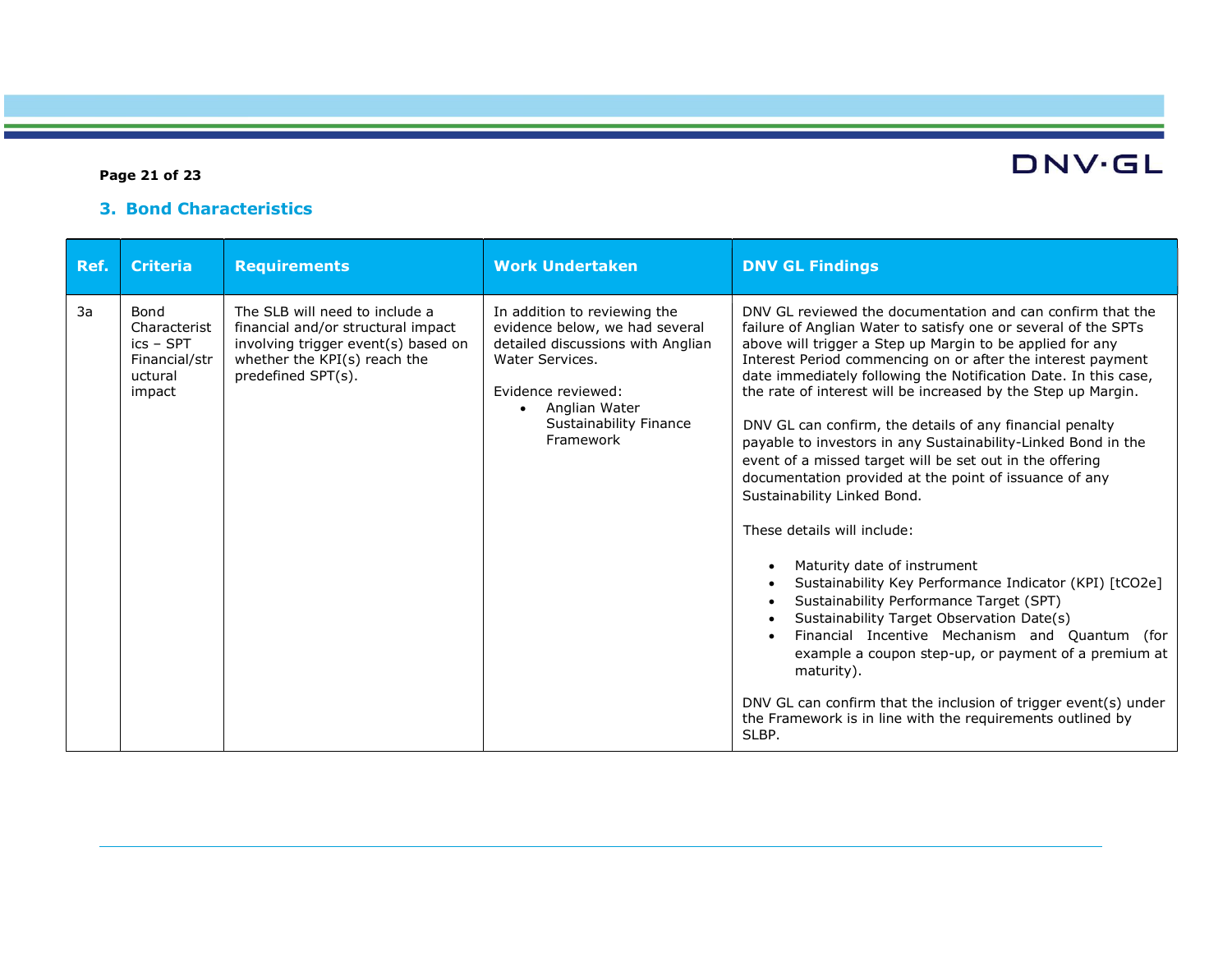## 3. Bond Characteristics

| Ref. | Criteria | Requirements | Work Undertaken | DNV GL Findings |
|---|---|---|---|---|
| 3a | Bond Characteristics – SPT Financial/structural impact | The SLB will need to include a financial and/or structural impact involving trigger event(s) based on whether the KPI(s) reach the predefined SPT(s). | In addition to reviewing the evidence below, we had several detailed discussions with Anglian Water Services.<br><br>Evidence reviewed:<br>• Anglian Water Sustainability Finance Framework | DNV GL reviewed the documentation and can confirm that the failure of Anglian Water to satisfy one or several of the SPTs above will trigger a Step up Margin to be applied for any Interest Period commencing on or after the interest payment date immediately following the Notification Date. In this case, the rate of interest will be increased by the Step up Margin.<br><br>DNV GL can confirm, the details of any financial penalty payable to investors in any Sustainability-Linked Bond in the event of a missed target will be set out in the offering documentation provided at the point of issuance of any Sustainability Linked Bond.<br><br>These details will include:<br>• Maturity date of instrument<br>• Sustainability Key Performance Indicator (KPI) [$tCO_2e$]<br>• Sustainability Performance Target (SPT)<br>• Sustainability Target Observation Date(s)<br>• Financial Incentive Mechanism and Quantum (for example a coupon step-up, or payment of a premium at maturity).<br><br>DNV GL can confirm that the inclusion of trigger event(s) under the Framework is in line with the requirements outlined by SLBP. |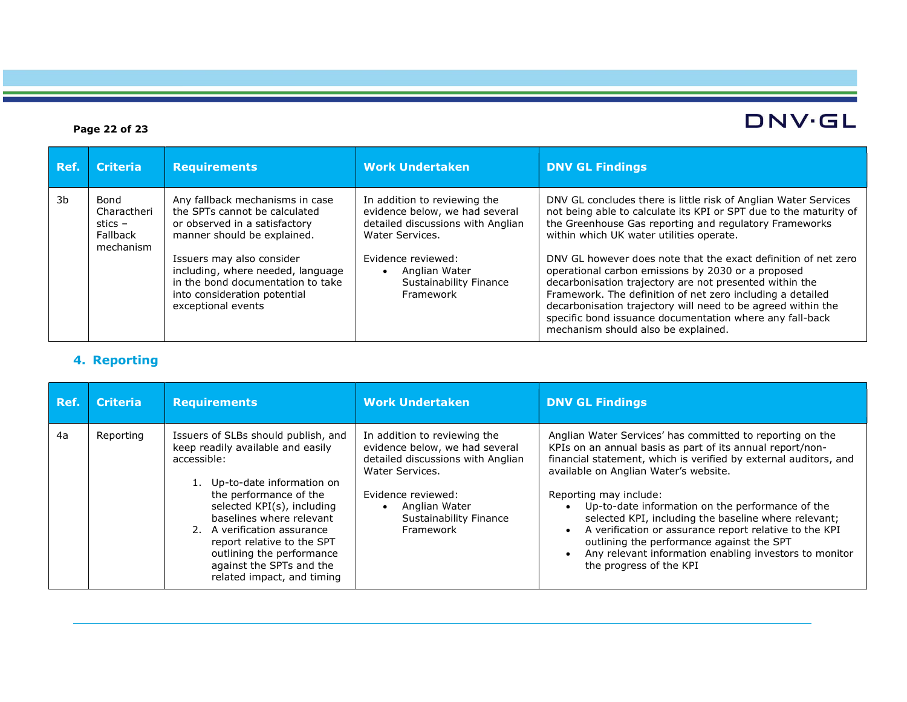| Ref. | Criteria | Requirements | Work Undertaken | DNV GL Findings |
|---|---|---|---|---|
| 3b | Bond Charactceristics – Fallback mechanism | Any fallback mechanisms in case the SPTs cannot be calculated or observed in a satisfactory manner should be explained.<br><br>Issuers may also consider including, where needed, language in the bond documentation to take into consideration potential exceptional events | In addition to reviewing the evidence below, we had several detailed discussions with Anglian Water Services.<br><br>Evidence reviewed:<br>• Anglian Water Sustainability Finance Framework | DNV GL concludes there is little risk of Anglian Water Services not being able to calculate its KPI or SPT due to the maturity of the Greenhouse Gas reporting and regulatory Frameworks within which UK water utilities operate.<br><br>DNV GL however does note that the exact definition of net zero operational carbon emissions by 2030 or a proposed decarbonisation trajectory are not presented within the Framework. The definition of net zero including a detailed decarbonisation trajectory will need to be agreed within the specific bond issuance documentation where any fall-back mechanism should also be explained. |

## 4. Reporting

| Ref. | Criteria | Requirements | Work Undertaken | DNV GL Findings |
|---|---|---|---|---|
| 4a | Reporting | Issuers of SLBs should publish, and keep readily available and easily accessible:<br><br>1. Up-to-date information on the performance of the selected KPI(s), including baselines where relevant<br>2. A verification assurance report relative to the SPT outlining the performance against the SPTs and the related impact, and timing | In addition to reviewing the evidence below, we had several detailed discussions with Anglian Water Services.<br><br>Evidence reviewed:<br>• Anglian Water Sustainability Finance Framework | Anglian Water Services' has committed to reporting on the KPIs on an annual basis as part of its annual report/non-financial statement, which is verified by external auditors, and available on Anglian Water's website.<br><br>Reporting may include:<br>• Up-to-date information on the performance of the selected KPI, including the baseline where relevant;<br>• A verification or assurance report relative to the KPI outlining the performance against the SPT<br>• Any relevant information enabling investors to monitor the progress of the KPI |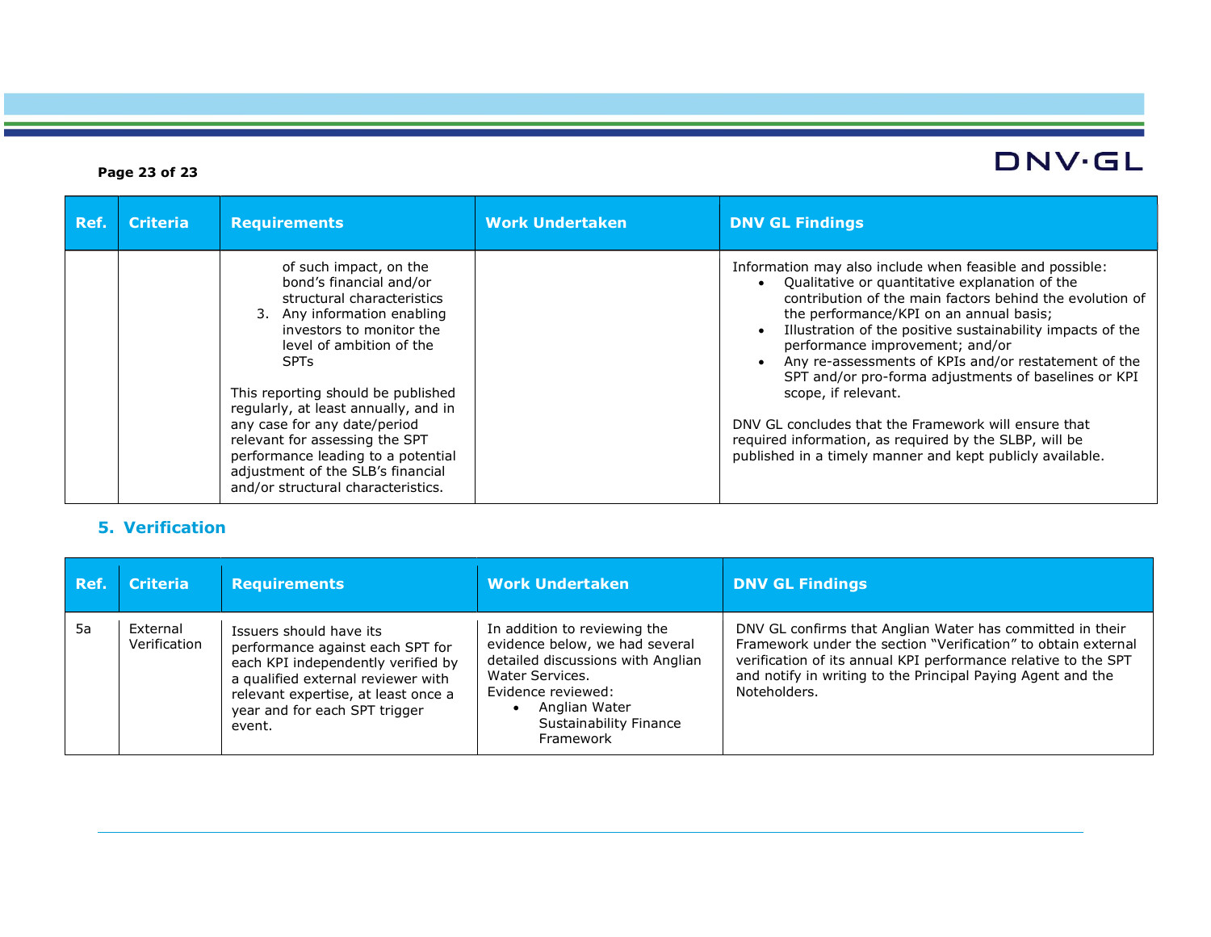| Ref. | Criteria | Requirements | Work Undertaken | DNV GL Findings |
| --- | --- | --- | --- | --- |
| | | of such impact, on the bond's financial and/or structural characteristics<br>3. Any information enabling investors to monitor the level of ambition of the SPTs<br><br>This reporting should be published regularly, at least annually, and in any case for any date/period relevant for assessing the SPT performance leading to a potential adjustment of the SLB's financial and/or structural characteristics. | | Information may also include when feasible and possible:<br>• Qualitative or quantitative explanation of the contribution of the main factors behind the evolution of the performance/KPI on an annual basis;<br>• Illustration of the positive sustainability impacts of the performance improvement; and/or<br>• Any re-assessments of KPIs and/or restatement of the SPT and/or pro-forma adjustments of baselines or KPI scope, if relevant.<br><br>DNV GL concludes that the Framework will ensure that required information, as required by the SLBP, will be published in a timely manner and kept publicly available. |

## 5. Verification

| Ref. | Criteria | Requirements | Work Undertaken | DNV GL Findings |
| --- | --- | --- | --- | --- |
| 5a | External Verification | Issuers should have its performance against each SPT for each KPI independently verified by a qualified external reviewer with relevant expertise, at least once a year and for each SPT trigger event. | In addition to reviewing the evidence below, we had several detailed discussions with Anglian Water Services.<br>Evidence reviewed:<br>• Anglian Water Sustainability Finance Framework | DNV GL confirms that Anglian Water has committed in their Framework under the section "Verification" to obtain external verification of its annual KPI performance relative to the SPT and notify in writing to the Principal Paying Agent and the Noteholders. |